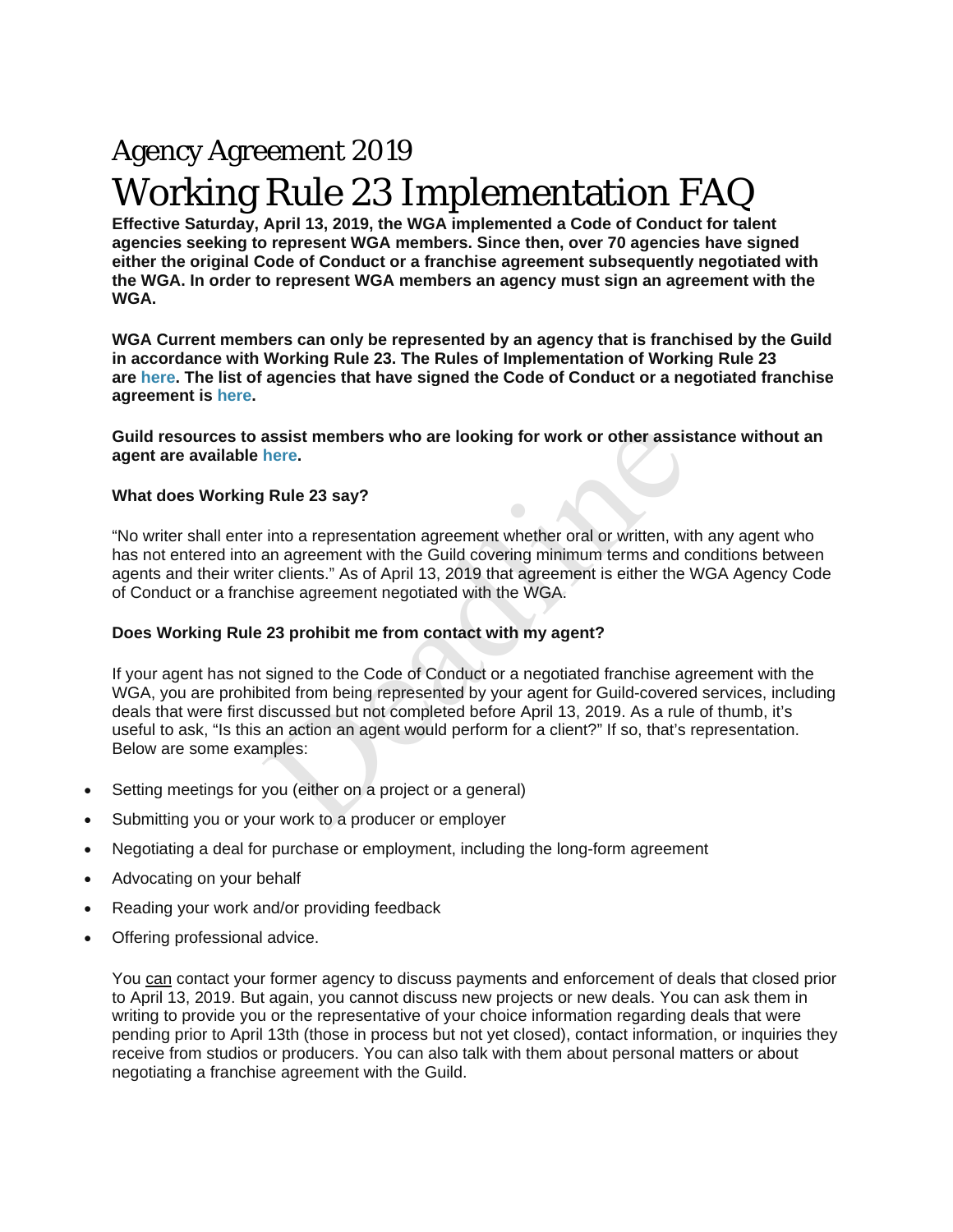# Agency Agreement 2019

# Working Rule 23 Implementation FAQ

**Effective Saturday, April 13, 2019, the WGA implemented a Code of Conduct for talent agencies seeking to represent WGA members. Since then, over 70 agencies have signed either the original Code of Conduct or a franchise agreement subsequently negotiated with the WGA. In order to represent WGA members an agency must sign an agreement with the WGA.**

**WGA Current members can only be represented by an agency that is franchised by the Guild in accordance with Working Rule 23. The Rules of Implementation of Working Rule 23 are here. The list of agencies that have signed the Code of Conduct or a negotiated franchise agreement is here.**

**Guild resources to assist members who are looking for work or other assistance without an agent are available here.**

**What does Working Rule 23 say?**

"No writer shall enter into a representation agreement whether oral or written, with any agent who has not entered into an agreement with the Guild covering minimum terms and conditions between agents and their writer clients." As of April 13, 2019 that agreement is either the WGA Agency Code of Conduct or a franchise agreement negotiated with the WGA.

**Does Working Rule 23 prohibit me from contact with my agent?**

If your agent has not signed to the Code of Conduct or a negotiated franchise agreement with the WGA, you are prohibited from being represented by your agent for Guild-covered services, including deals that were first discussed but not completed before April 13, 2019. As a rule of thumb, it's useful to ask, "Is this an action an agent would perform for a client?" If so, that's representation. Below are some examples:

- Setting meetings for you (either on a project or a general)
- Submitting you or your work to a producer or employer
- Negotiating a deal for purchase or employment, including the long-form agreement
- Advocating on your behalf
- Reading your work and/or providing feedback
- Offering professional advice.

You can contact your former agency to discuss payments and enforcement of deals that closed prior to April 13, 2019. But again, you cannot discuss new projects or new deals. You can ask them in writing to provide you or the representative of your choice information regarding deals that were pending prior to April 13th (those in process but not yet closed), contact information, or inquiries they receive from studios or producers. You can also talk with them about personal matters or about negotiating a franchise agreement with the Guild.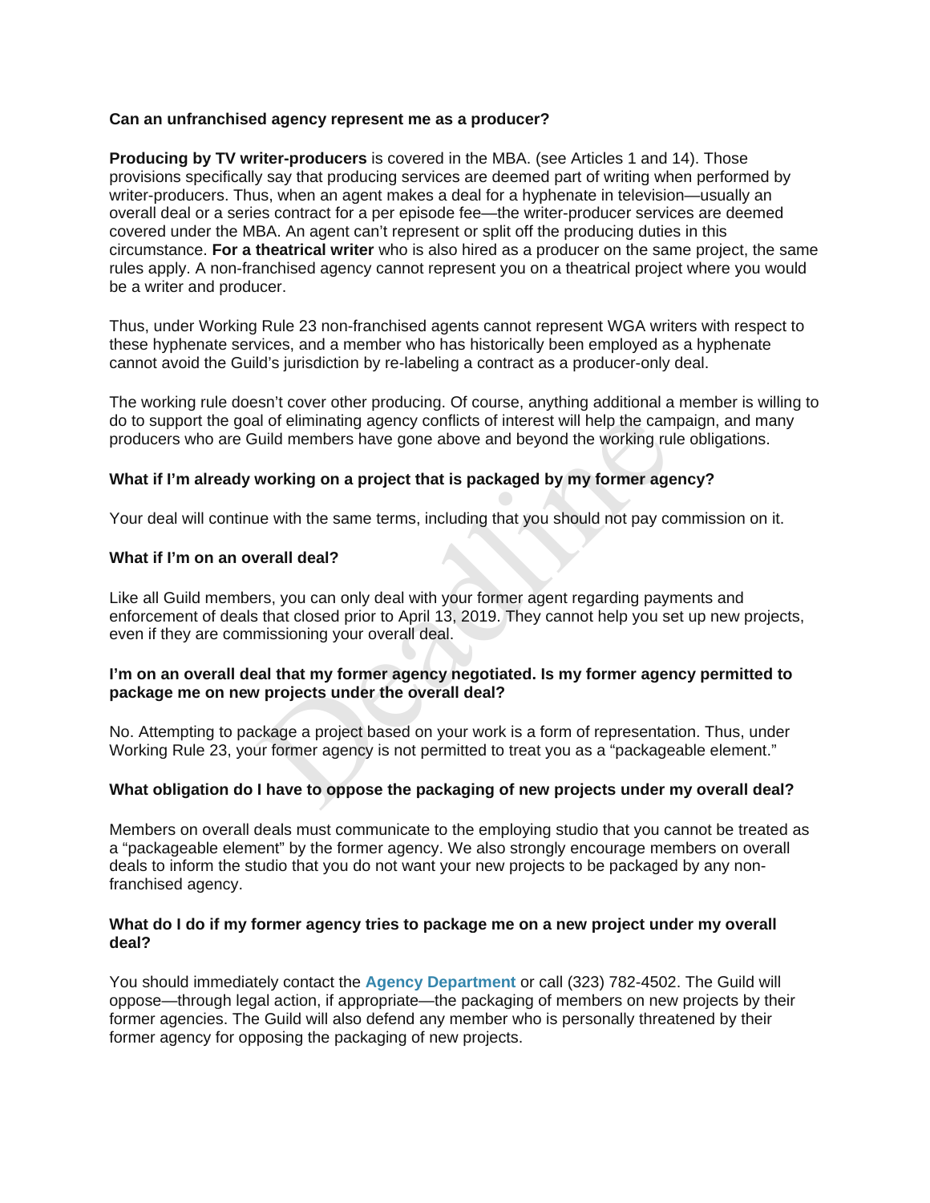**Can an unfranchised agency represent me as a producer?**

**Producing by TV writer-producers** is covered in the MBA. (see Articles 1 and 14). Those provisions specifically say that producing services are deemed part of writing when performed by writer-producers. Thus, when an agent makes a deal for a hyphenate in television—usually an overall deal or a series contract for a per episode fee—the writer-producer services are deemed covered under the MBA. An agent can't represent or split off the producing duties in this circumstance. **For a theatrical writer** who is also hired as a producer on the same project, the same rules apply. A non-franchised agency cannot represent you on a theatrical project where you would be a writer and producer.

Thus, under Working Rule 23 non-franchised agents cannot represent WGA writers with respect to these hyphenate services, and a member who has historically been employed as a hyphenate cannot avoid the Guild's jurisdiction by re-labeling a contract as a producer-only deal.

The working rule doesn't cover other producing. Of course, anything additional a member is willing to do to support the goal of eliminating agency conflicts of interest will help the campaign, and many producers who are Guild members have gone above and beyond the working rule obligations.

**What if I'm already working on a project that is packaged by my former agency?**

Your deal will continue with the same terms, including that you should not pay commission on it.

**What if I'm on an overall deal?**

Like all Guild members, you can only deal with your former agent regarding payments and enforcement of deals that closed prior to April 13, 2019. They cannot help you set up new projects, even if they are commissioning your overall deal.

**I'm on an overall deal that my former agency negotiated. Is my former agency permitted to package me on new projects under the overall deal?**

No. Attempting to package a project based on your work is a form of representation. Thus, under Working Rule 23, your former agency is not permitted to treat you as a "packageable element."

**What obligation do I have to oppose the packaging of new projects under my overall deal?**

Members on overall deals must communicate to the employing studio that you cannot be treated as a "packageable element" by the former agency. We also strongly encourage members on overall deals to inform the studio that you do not want your new projects to be packaged by any non-franchised agency.

**What do I do if my former agency tries to package me on a new project under my overall deal?**

You should immediately contact the **Agency Department** or call (323) 782-4502. The Guild will oppose—through legal action, if appropriate—the packaging of members on new projects by their former agencies. The Guild will also defend any member who is personally threatened by their former agency for opposing the packaging of new projects.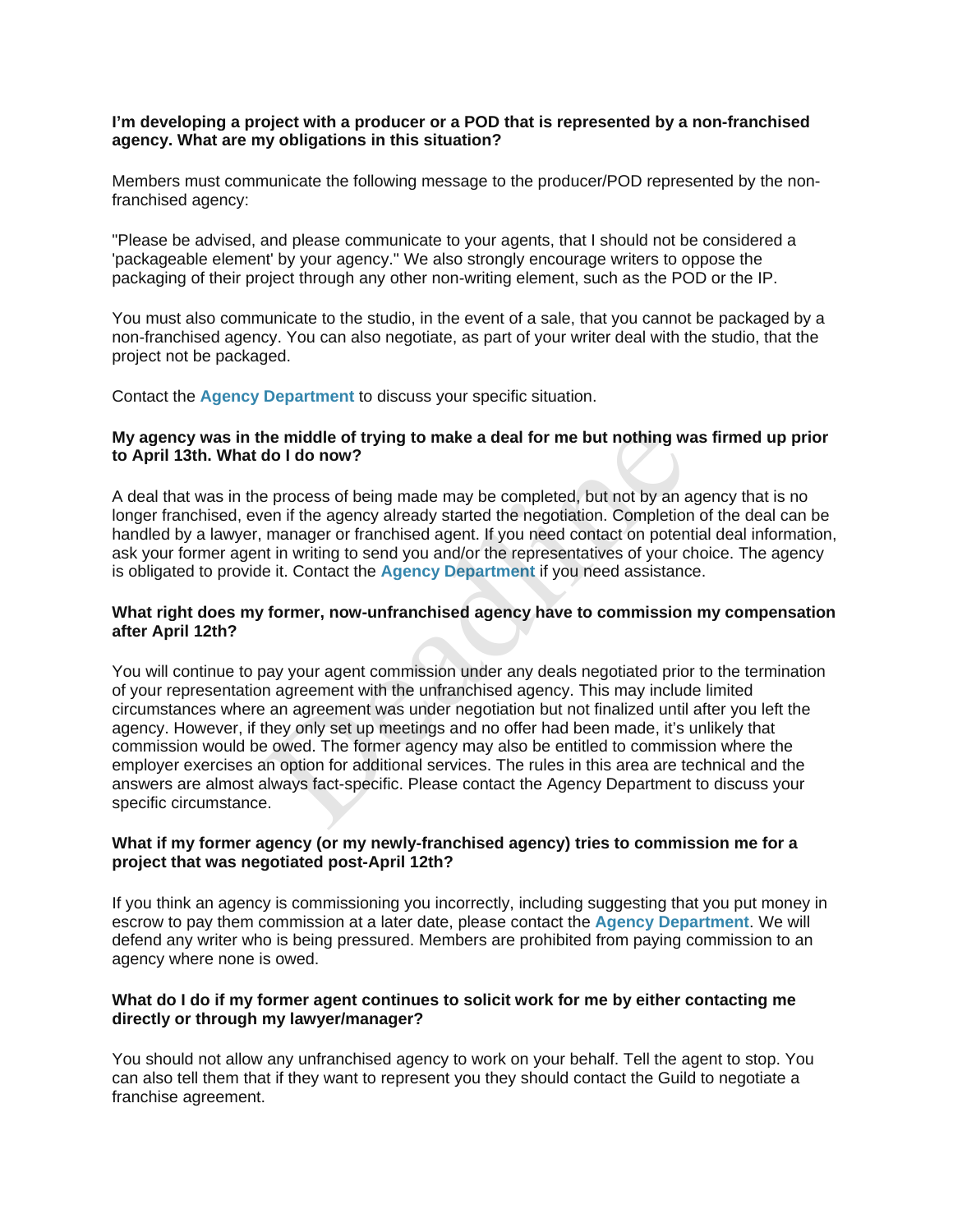**I'm developing a project with a producer or a POD that is represented by a non-franchised agency. What are my obligations in this situation?**

Members must communicate the following message to the producer/POD represented by the non-franchised agency:

"Please be advised, and please communicate to your agents, that I should not be considered a 'packageable element' by your agency." We also strongly encourage writers to oppose the packaging of their project through any other non-writing element, such as the POD or the IP.

You must also communicate to the studio, in the event of a sale, that you cannot be packaged by a non-franchised agency. You can also negotiate, as part of your writer deal with the studio, that the project not be packaged.

Contact the **Agency Department** to discuss your specific situation.

**My agency was in the middle of trying to make a deal for me but nothing was firmed up prior to April 13th. What do I do now?**

A deal that was in the process of being made may be completed, but not by an agency that is no longer franchised, even if the agency already started the negotiation. Completion of the deal can be handled by a lawyer, manager or franchised agent. If you need contact on potential deal information, ask your former agent in writing to send you and/or the representatives of your choice. The agency is obligated to provide it. Contact the **Agency Department** if you need assistance.

**What right does my former, now-unfranchised agency have to commission my compensation after April 12th?**

You will continue to pay your agent commission under any deals negotiated prior to the termination of your representation agreement with the unfranchised agency. This may include limited circumstances where an agreement was under negotiation but not finalized until after you left the agency. However, if they only set up meetings and no offer had been made, it's unlikely that commission would be owed. The former agency may also be entitled to commission where the employer exercises an option for additional services. The rules in this area are technical and the answers are almost always fact-specific. Please contact the Agency Department to discuss your specific circumstance.

**What if my former agency (or my newly-franchised agency) tries to commission me for a project that was negotiated post-April 12th?**

If you think an agency is commissioning you incorrectly, including suggesting that you put money in escrow to pay them commission at a later date, please contact the **Agency Department**. We will defend any writer who is being pressured. Members are prohibited from paying commission to an agency where none is owed.

**What do I do if my former agent continues to solicit work for me by either contacting me directly or through my lawyer/manager?**

You should not allow any unfranchised agency to work on your behalf. Tell the agent to stop. You can also tell them that if they want to represent you they should contact the Guild to negotiate a franchise agreement.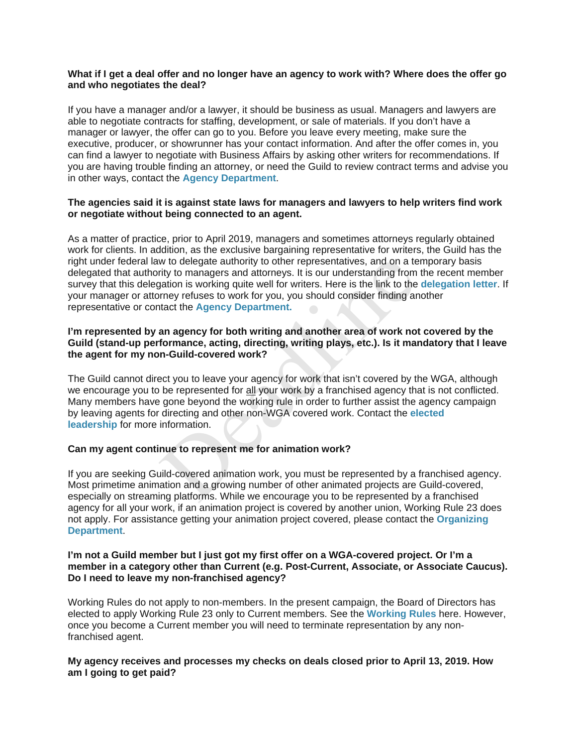**What if I get a deal offer and no longer have an agency to work with? Where does the offer go and who negotiates the deal?**

If you have a manager and/or a lawyer, it should be business as usual. Managers and lawyers are able to negotiate contracts for staffing, development, or sale of materials. If you don't have a manager or lawyer, the offer can go to you. Before you leave every meeting, make sure the executive, producer, or showrunner has your contact information. And after the offer comes in, you can find a lawyer to negotiate with Business Affairs by asking other writers for recommendations. If you are having trouble finding an attorney, or need the Guild to review contract terms and advise you in other ways, contact the **Agency Department**.

**The agencies said it is against state laws for managers and lawyers to help writers find work or negotiate without being connected to an agent.**

As a matter of practice, prior to April 2019, managers and sometimes attorneys regularly obtained work for clients. In addition, as the exclusive bargaining representative for writers, the Guild has the right under federal law to delegate authority to other representatives, and on a temporary basis delegated that authority to managers and attorneys. It is our understanding from the recent member survey that this delegation is working quite well for writers. Here is the link to the **delegation letter**. If your manager or attorney refuses to work for you, you should consider finding another representative or contact the **Agency Department.**

**I'm represented by an agency for both writing and another area of work not covered by the Guild (stand-up performance, acting, directing, writing plays, etc.). Is it mandatory that I leave the agent for my non-Guild-covered work?**

The Guild cannot direct you to leave your agency for work that isn't covered by the WGA, although we encourage you to be represented for all your work by a franchised agency that is not conflicted. Many members have gone beyond the working rule in order to further assist the agency campaign by leaving agents for directing and other non-WGA covered work. Contact the **elected leadership** for more information.

**Can my agent continue to represent me for animation work?**

If you are seeking Guild-covered animation work, you must be represented by a franchised agency. Most primetime animation and a growing number of other animated projects are Guild-covered, especially on streaming platforms. While we encourage you to be represented by a franchised agency for all your work, if an animation project is covered by another union, Working Rule 23 does not apply. For assistance getting your animation project covered, please contact the **Organizing Department**.

**I'm not a Guild member but I just got my first offer on a WGA-covered project. Or I'm a member in a category other than Current (e.g. Post-Current, Associate, or Associate Caucus). Do I need to leave my non-franchised agency?**

Working Rules do not apply to non-members. In the present campaign, the Board of Directors has elected to apply Working Rule 23 only to Current members. See the **Working Rules** here. However, once you become a Current member you will need to terminate representation by any non-franchised agent.

**My agency receives and processes my checks on deals closed prior to April 13, 2019. How am I going to get paid?**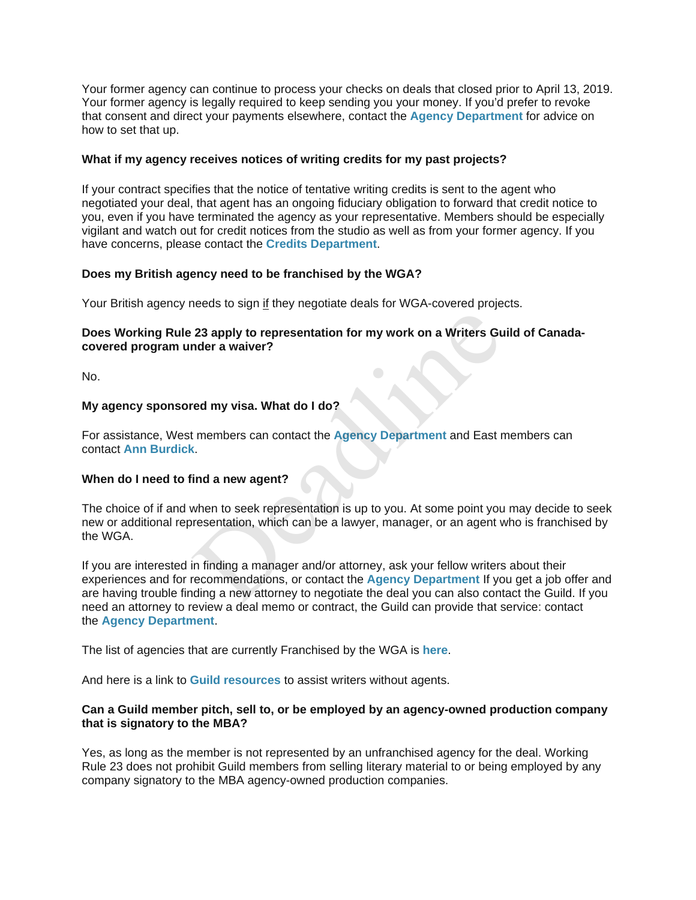Your former agency can continue to process your checks on deals that closed prior to April 13, 2019. Your former agency is legally required to keep sending you your money. If you'd prefer to revoke that consent and direct your payments elsewhere, contact the **Agency Department** for advice on how to set that up.

**What if my agency receives notices of writing credits for my past projects?**

If your contract specifies that the notice of tentative writing credits is sent to the agent who negotiated your deal, that agent has an ongoing fiduciary obligation to forward that credit notice to you, even if you have terminated the agency as your representative. Members should be especially vigilant and watch out for credit notices from the studio as well as from your former agency. If you have concerns, please contact the **Credits Department**.

**Does my British agency need to be franchised by the WGA?**

Your British agency needs to sign if they negotiate deals for WGA-covered projects.

**Does Working Rule 23 apply to representation for my work on a Writers Guild of Canada-covered program under a waiver?**

No.

**My agency sponsored my visa. What do I do?**

For assistance, West members can contact the **Agency Department** and East members can contact **Ann Burdick**.

**When do I need to find a new agent?**

The choice of if and when to seek representation is up to you. At some point you may decide to seek new or additional representation, which can be a lawyer, manager, or an agent who is franchised by the WGA.

If you are interested in finding a manager and/or attorney, ask your fellow writers about their experiences and for recommendations, or contact the **Agency Department** If you get a job offer and are having trouble finding a new attorney to negotiate the deal you can also contact the Guild. If you need an attorney to review a deal memo or contract, the Guild can provide that service: contact the **Agency Department**.

The list of agencies that are currently Franchised by the WGA is **here**.

And here is a link to **Guild resources** to assist writers without agents.

**Can a Guild member pitch, sell to, or be employed by an agency-owned production company that is signatory to the MBA?**

Yes, as long as the member is not represented by an unfranchised agency for the deal. Working Rule 23 does not prohibit Guild members from selling literary material to or being employed by any company signatory to the MBA agency-owned production companies.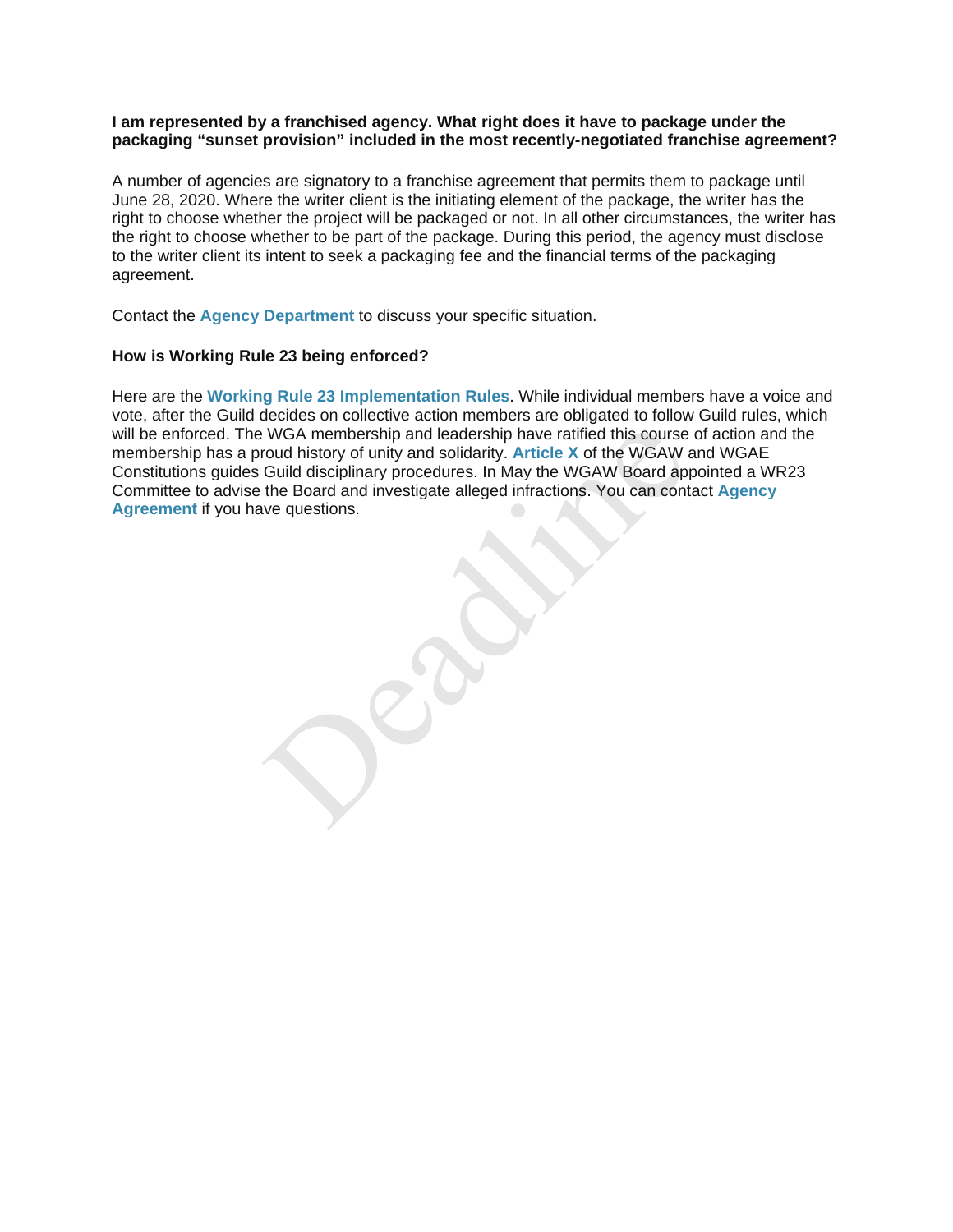**I am represented by a franchised agency. What right does it have to package under the packaging "sunset provision" included in the most recently-negotiated franchise agreement?**

A number of agencies are signatory to a franchise agreement that permits them to package until June 28, 2020. Where the writer client is the initiating element of the package, the writer has the right to choose whether the project will be packaged or not. In all other circumstances, the writer has the right to choose whether to be part of the package. During this period, the agency must disclose to the writer client its intent to seek a packaging fee and the financial terms of the packaging agreement.

Contact the **Agency Department** to discuss your specific situation.

**How is Working Rule 23 being enforced?**

Here are the **Working Rule 23 Implementation Rules**. While individual members have a voice and vote, after the Guild decides on collective action members are obligated to follow Guild rules, which will be enforced. The WGA membership and leadership have ratified this course of action and the membership has a proud history of unity and solidarity. **Article X** of the WGAW and WGAE Constitutions guides Guild disciplinary procedures. In May the WGAW Board appointed a WR23 Committee to advise the Board and investigate alleged infractions. You can contact **Agency Agreement** if you have questions.